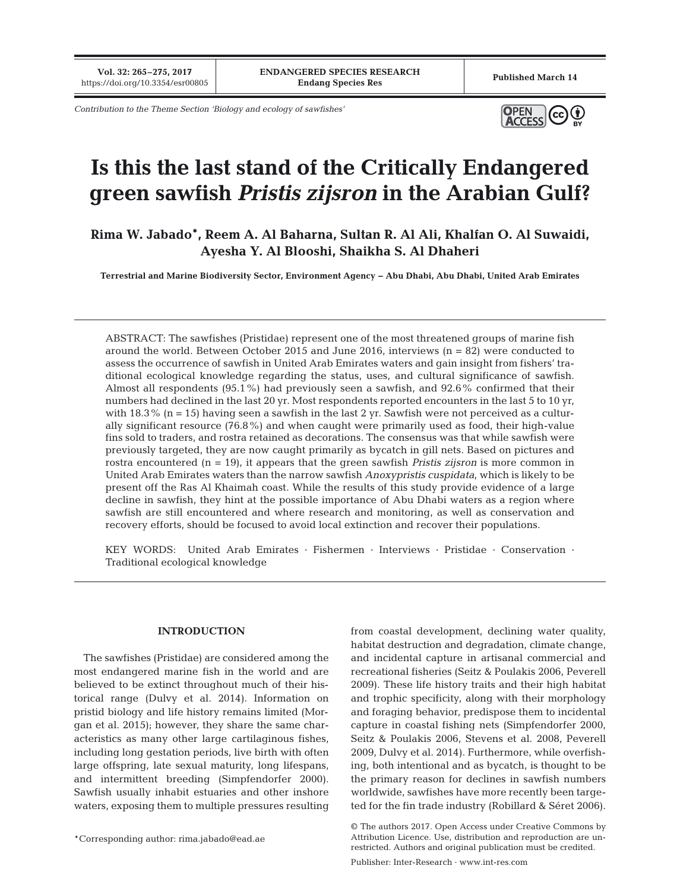*Contribution to the Theme Section 'Biology and ecology of sawfishes'*

# Is this the last stand of the Critically Endangered green sawfish *Pristis zijsron* in the Arabian Gulf?

**Rima W. Jabado*, Reem A. Al Baharna, Sultan R. Al Ali, Khalfan O. Al Suwaidi, Ayesha Y. Al Blooshi, Shaikha S. Al Dhaheri**

**Terrestrial and Marine Biodiversity Sector, Environment Agency – Abu Dhabi, Abu Dhabi, United Arab Emirates**

ABSTRACT: The sawfishes (Pristidae) represent one of the most threatened groups of marine fish around the world. Between October 2015 and June 2016, interviews (n = 82) were conducted to assess the occurrence of sawfish in United Arab Emirates waters and gain insight from fishers' traditional ecological knowledge regarding the status, uses, and cultural significance of sawfish. Almost all respondents (95.1%) had previously seen a sawfish, and 92.6% confirmed that their numbers had declined in the last 20 yr. Most respondents reported encounters in the last 5 to 10 yr, with 18.3% (n = 15) having seen a sawfish in the last 2 yr. Sawfish were not perceived as a culturally significant resource (76.8%) and when caught were primarily used as food, their high-value fins sold to traders, and rostra retained as decorations. The consensus was that while sawfish were previously targeted, they are now caught primarily as bycatch in gill nets. Based on pictures and rostra encountered (n = 19), it appears that the green sawfish *Pristis zijsron* is more common in United Arab Emirates waters than the narrow sawfish *Anoxypristis cuspidata*, which is likely to be present off the Ras Al Khaimah coast. While the results of this study provide evidence of a large decline in sawfish, they hint at the possible importance of Abu Dhabi waters as a region where sawfish are still encountered and where research and monitoring, as well as conservation and recovery efforts, should be focused to avoid local extinction and recover their populations.

KEY WORDS: United Arab Emirates · Fishermen · Interviews · Pristidae · Conservation · Traditional ecological knowledge

## INTRODUCTION

The sawfishes (Pristidae) are considered among the most endangered marine fish in the world and are believed to be extinct throughout much of their historical range (Dulvy et al. 2014). Information on pristid biology and life history remains limited (Morgan et al. 2015); however, they share the same characteristics as many other large cartilaginous fishes, including long gestation periods, live birth with often large offspring, late sexual maturity, long lifespans, and intermittent breeding (Simpfendorfer 2000). Sawfish usually inhabit estuaries and other inshore waters, exposing them to multiple pressures resulting from coastal development, declining water quality, habitat destruction and degradation, climate change, and incidental capture in artisanal commercial and recreational fisheries (Seitz & Poulakis 2006, Peverell 2009). These life history traits and their high habitat and trophic specificity, along with their morphology and foraging behavior, predispose them to incidental capture in coastal fishing nets (Simpfendorfer 2000, Seitz & Poulakis 2006, Stevens et al. 2008, Peverell 2009, Dulvy et al. 2014). Furthermore, while overfishing, both intentional and as bycatch, is thought to be the primary reason for declines in sawfish numbers worldwide, sawfishes have more recently been targeted for the fin trade industry (Robillard & Séret 2006).

*Corresponding author: rima.jabado@ead.ae

© The authors 2017. Open Access under Creative Commons by Attribution Licence. Use, distribution and reproduction are unrestricted. Authors and original publication must be credited.

Publisher: Inter-Research · www.int-res.com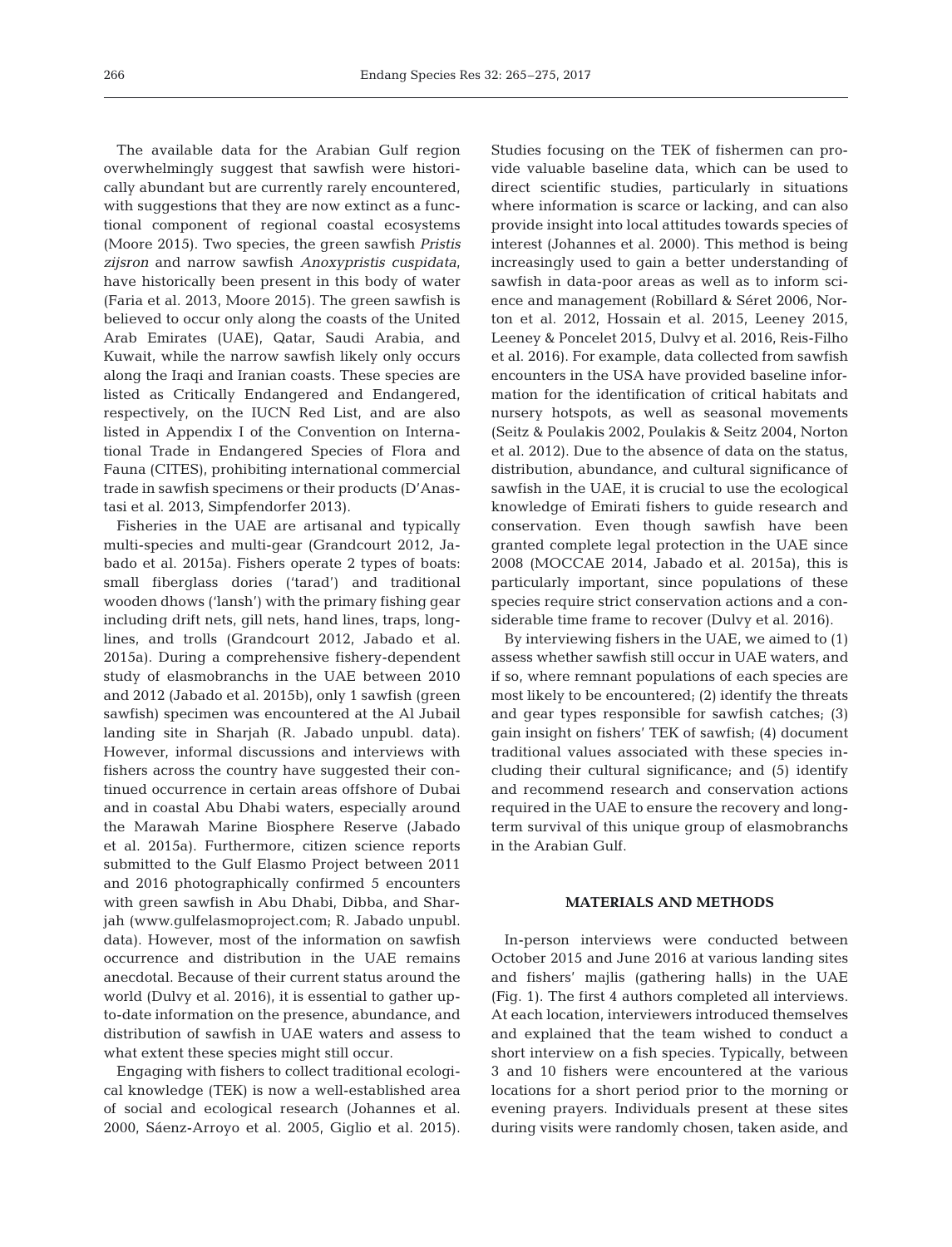The available data for the Arabian Gulf region overwhelmingly suggest that sawfish were historically abundant but are currently rarely encountered, with suggestions that they are now extinct as a functional component of regional coastal ecosystems (Moore 2015). Two species, the green sawfish *Pristis zijsron* and narrow sawfish *Anoxypristis cuspidata*, have historically been present in this body of water (Faria et al. 2013, Moore 2015). The green sawfish is believed to occur only along the coasts of the United Arab Emirates (UAE), Qatar, Saudi Arabia, and Kuwait, while the narrow sawfish likely only occurs along the Iraqi and Iranian coasts. These species are listed as Critically Endangered and Endangered, respectively, on the IUCN Red List, and are also listed in Appendix I of the Convention on International Trade in Endangered Species of Flora and Fauna (CITES), prohibiting international commercial trade in sawfish specimens or their products (D'Anastasi et al. 2013, Simpfendorfer 2013).

Fisheries in the UAE are artisanal and typically multi-species and multi-gear (Grandcourt 2012, Jabado et al. 2015a). Fishers operate 2 types of boats: small fiberglass dories ('tarad') and traditional wooden dhows ('lansh') with the primary fishing gear including drift nets, gill nets, hand lines, traps, longlines, and trolls (Grandcourt 2012, Jabado et al. 2015a). During a comprehensive fishery-dependent study of elasmobranchs in the UAE between 2010 and 2012 (Jabado et al. 2015b), only 1 sawfish (green sawfish) specimen was encountered at the Al Jubail landing site in Sharjah (R. Jabado unpubl. data). However, informal discussions and interviews with fishers across the country have suggested their continued occurrence in certain areas offshore of Dubai and in coastal Abu Dhabi waters, especially around the Marawah Marine Biosphere Reserve (Jabado et al. 2015a). Furthermore, citizen science reports submitted to the Gulf Elasmo Project between 2011 and 2016 photographically confirmed 5 encounters with green sawfish in Abu Dhabi, Dibba, and Sharjah (www.gulfelasmoproject.com; R. Jabado unpubl. data). However, most of the information on sawfish occurrence and distribution in the UAE remains anecdotal. Because of their current status around the world (Dulvy et al. 2016), it is essential to gather up-to-date information on the presence, abundance, and distribution of sawfish in UAE waters and assess to what extent these species might still occur.

Engaging with fishers to collect traditional ecological knowledge (TEK) is now a well-established area of social and ecological research (Johannes et al. 2000, Sáenz-Arroyo et al. 2005, Giglio et al. 2015). Studies focusing on the TEK of fishermen can provide valuable baseline data, which can be used to direct scientific studies, particularly in situations where information is scarce or lacking, and can also provide insight into local attitudes towards species of interest (Johannes et al. 2000). This method is being increasingly used to gain a better understanding of sawfish in data-poor areas as well as to inform science and management (Robillard & Séret 2006, Norton et al. 2012, Hossain et al. 2015, Leeney 2015, Leeney & Poncelet 2015, Dulvy et al. 2016, Reis-Filho et al. 2016). For example, data collected from sawfish encounters in the USA have provided baseline information for the identification of critical habitats and nursery hotspots, as well as seasonal movements (Seitz & Poulakis 2002, Poulakis & Seitz 2004, Norton et al. 2012). Due to the absence of data on the status, distribution, abundance, and cultural significance of sawfish in the UAE, it is crucial to use the ecological knowledge of Emirati fishers to guide research and conservation. Even though sawfish have been granted complete legal protection in the UAE since 2008 (MOCCAE 2014, Jabado et al. 2015a), this is particularly important, since populations of these species require strict conservation actions and a considerable time frame to recover (Dulvy et al. 2016).

By interviewing fishers in the UAE, we aimed to (1) assess whether sawfish still occur in UAE waters, and if so, where remnant populations of each species are most likely to be encountered; (2) identify the threats and gear types responsible for sawfish catches; (3) gain insight on fishers' TEK of sawfish; (4) document traditional values associated with these species including their cultural significance; and (5) identify and recommend research and conservation actions required in the UAE to ensure the recovery and long-term survival of this unique group of elasmobranchs in the Arabian Gulf.

## MATERIALS AND METHODS

In-person interviews were conducted between October 2015 and June 2016 at various landing sites and fishers' majlis (gathering halls) in the UAE (Fig. 1). The first 4 authors completed all interviews. At each location, interviewers introduced themselves and explained that the team wished to conduct a short interview on a fish species. Typically, between 3 and 10 fishers were encountered at the various locations for a short period prior to the morning or evening prayers. Individuals present at these sites during visits were randomly chosen, taken aside, and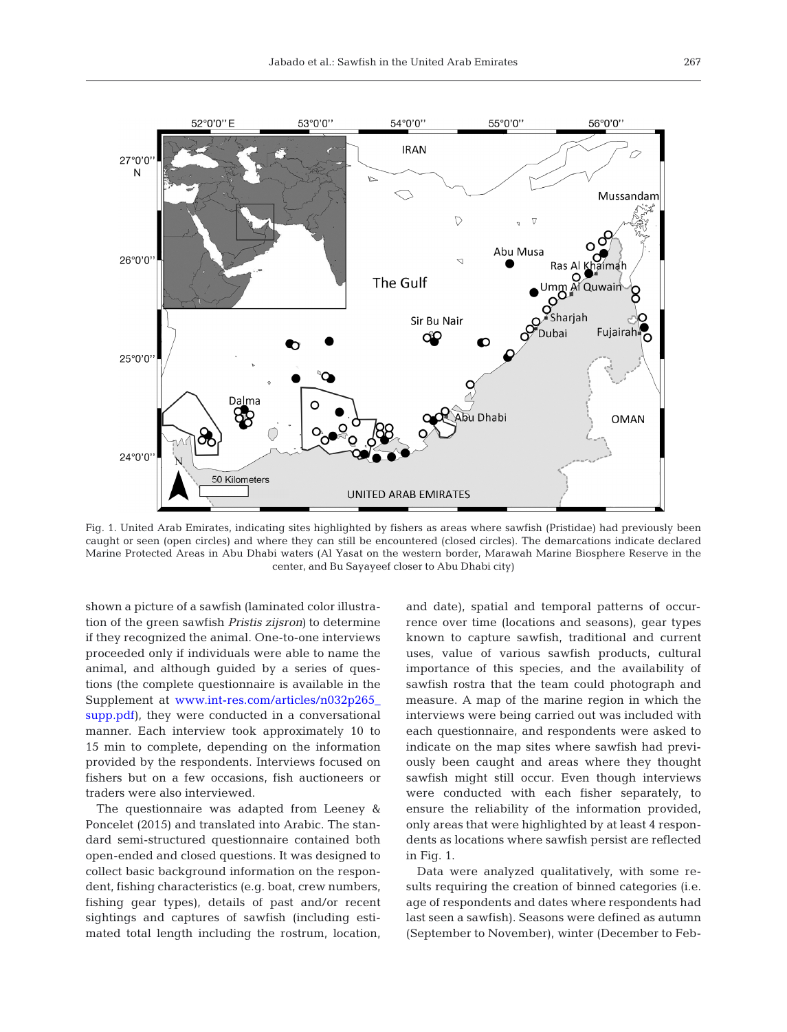Fig. 1. United Arab Emirates, indicating sites highlighted by fishers as areas where sawfish (Pristidae) had previously been caught or seen (open circles) and where they can still be encountered (closed circles). The demarcations indicate declared Marine Protected Areas in Abu Dhabi waters (Al Yasat on the western border, Marawah Marine Biosphere Reserve in the center, and Bu Sayayeef closer to Abu Dhabi city)

shown a picture of a sawfish (laminated color illustration of the green sawfish *Pristis zijsron*) to determine if they recognized the animal. One-to-one interviews proceeded only if individuals were able to name the animal, and although guided by a series of questions (the complete questionnaire is available in the Supplement at www.int-res.com/articles/n032p265_supp.pdf), they were conducted in a conversational manner. Each interview took approximately 10 to 15 min to complete, depending on the information provided by the respondents. Interviews focused on fishers but on a few occasions, fish auctioneers or traders were also interviewed.

The questionnaire was adapted from Leeney & Poncelet (2015) and translated into Arabic. The standard semi-structured questionnaire contained both open-ended and closed questions. It was designed to collect basic background information on the respondent, fishing characteristics (e.g. boat, crew numbers, fishing gear types), details of past and/or recent sightings and captures of sawfish (including estimated total length including the rostrum, location, and date), spatial and temporal patterns of occurrence over time (locations and seasons), gear types known to capture sawfish, traditional and current uses, value of various sawfish products, cultural importance of this species, and the availability of sawfish rostra that the team could photograph and measure. A map of the marine region in which the interviews were being carried out was included with each questionnaire, and respondents were asked to indicate on the map sites where sawfish had previously been caught and areas where they thought sawfish might still occur. Even though interviews were conducted with each fisher separately, to ensure the reliability of the information provided, only areas that were highlighted by at least 4 respondents as locations where sawfish persist are reflected in Fig. 1.

Data were analyzed qualitatively, with some results requiring the creation of binned categories (i.e. age of respondents and dates where respondents had last seen a sawfish). Seasons were defined as autumn (September to November), winter (December to Feb-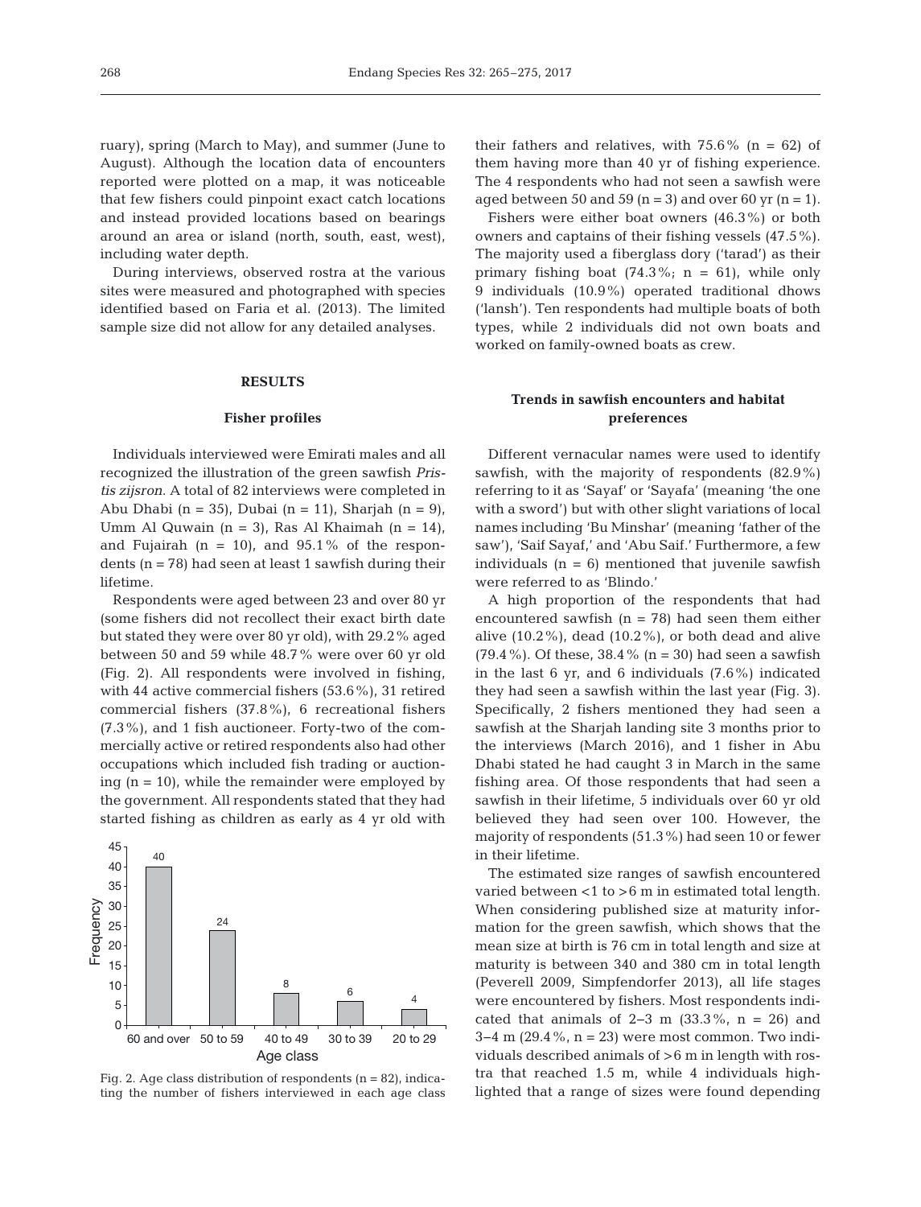ruary), spring (March to May), and summer (June to August). Although the location data of encounters reported were plotted on a map, it was noticeable that few fishers could pinpoint exact catch locations and instead provided locations based on bearings around an area or island (north, south, east, west), including water depth.

During interviews, observed rostra at the various sites were measured and photographed with species identified based on Faria et al. (2013). The limited sample size did not allow for any detailed analyses.

## RESULTS

### Fisher profiles

Individuals interviewed were Emirati males and all recognized the illustration of the green sawfish *Pristis zijsron*. A total of 82 interviews were completed in Abu Dhabi (n = 35), Dubai (n = 11), Sharjah (n = 9), Umm Al Quwain (n = 3), Ras Al Khaimah (n = 14), and Fujairah (n = 10), and 95.1% of the respondents (n = 78) had seen at least 1 sawfish during their lifetime.

Respondents were aged between 23 and over 80 yr (some fishers did not recollect their exact birth date but stated they were over 80 yr old), with 29.2% aged between 50 and 59 while 48.7% were over 60 yr old (Fig. 2). All respondents were involved in fishing, with 44 active commercial fishers (53.6%), 31 retired commercial fishers (37.8%), 6 recreational fishers (7.3%), and 1 fish auctioneer. Forty-two of the commercially active or retired respondents also had other occupations which included fish trading or auctioning (n = 10), while the remainder were employed by the government. All respondents stated that they had started fishing as children as early as 4 yr old with their fathers and relatives, with 75.6% (n = 62) of them having more than 40 yr of fishing experience. The 4 respondents who had not seen a sawfish were aged between 50 and 59 (n = 3) and over 60 yr (n = 1).

| Age class | Frequency |
|---|---|
| 60 and over | 40 |
| 50 to 59 | 24 |
| 40 to 49 | 8 |
| 30 to 39 | 6 |
| 20 to 29 | 4 |

Fig. 2. Age class distribution of respondents (n = 82), indicating the number of fishers interviewed in each age class

Fishers were either boat owners (46.3%) or both owners and captains of their fishing vessels (47.5%). The majority used a fiberglass dory ('tarad') as their primary fishing boat (74.3%; n = 61), while only 9 individuals (10.9%) operated traditional dhows ('lansh'). Ten respondents had multiple boats of both types, while 2 individuals did not own boats and worked on family-owned boats as crew.

### Trends in sawfish encounters and habitat preferences

Different vernacular names were used to identify sawfish, with the majority of respondents (82.9%) referring to it as 'Sayaf' or 'Sayafa' (meaning 'the one with a sword') but with other slight variations of local names including 'Bu Minshar' (meaning 'father of the saw'), 'Saif Sayaf,' and 'Abu Saif.' Furthermore, a few individuals (n = 6) mentioned that juvenile sawfish were referred to as 'Blindo.'

A high proportion of the respondents that had encountered sawfish (n = 78) had seen them either alive (10.2%), dead (10.2%), or both dead and alive (79.4%). Of these, 38.4% (n = 30) had seen a sawfish in the last 6 yr, and 6 individuals (7.6%) indicated they had seen a sawfish within the last year (Fig. 3). Specifically, 2 fishers mentioned they had seen a sawfish at the Sharjah landing site 3 months prior to the interviews (March 2016), and 1 fisher in Abu Dhabi stated he had caught 3 in March in the same fishing area. Of those respondents that had seen a sawfish in their lifetime, 5 individuals over 60 yr old believed they had seen over 100. However, the majority of respondents (51.3%) had seen 10 or fewer in their lifetime.

The estimated size ranges of sawfish encountered varied between <1 to >6 m in estimated total length. When considering published size at maturity information for the green sawfish, which shows that the mean size at birth is 76 cm in total length and size at maturity is between 340 and 380 cm in total length (Peverell 2009, Simpfendorfer 2013), all life stages were encountered by fishers. Most respondents indicated that animals of 2–3 m (33.3%, n = 26) and 3–4 m (29.4%, n = 23) were most common. Two individuals described animals of >6 m in length with rostra that reached 1.5 m, while 4 individuals highlighted that a range of sizes were found depending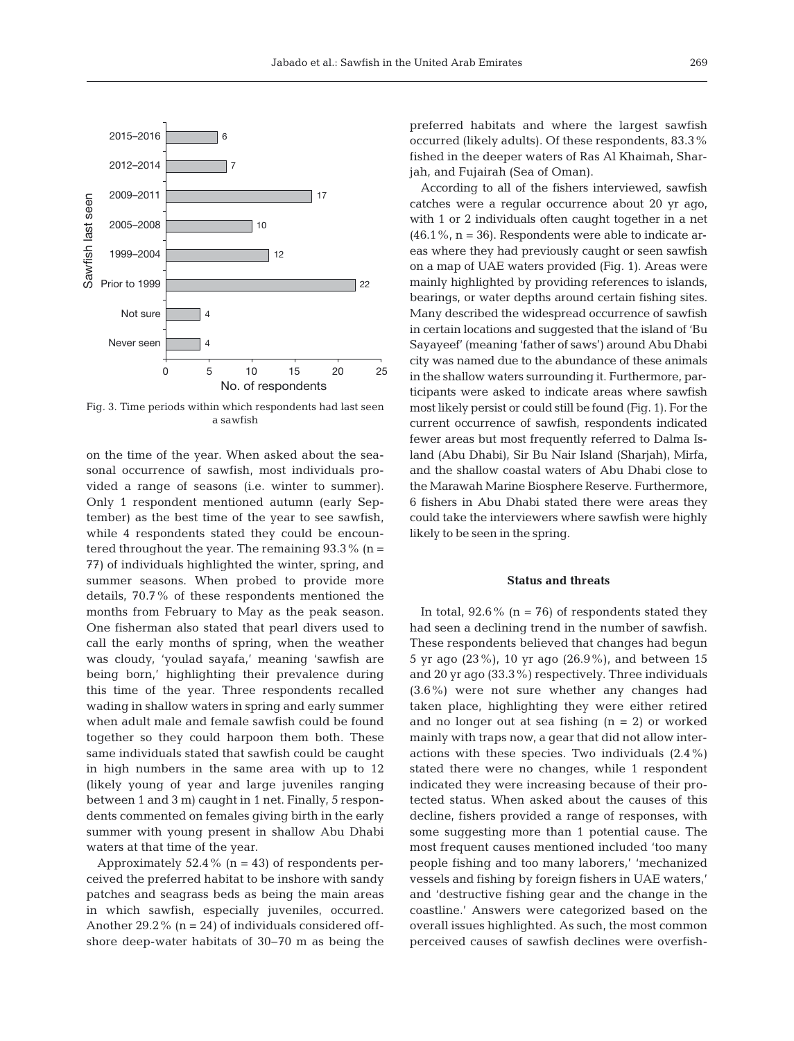| Sawfish last seen | No. of respondents |
|---|---|
| 2015–2016 | 6 |
| 2012–2014 | 7 |
| 2009–2011 | 17 |
| 2005–2008 | 10 |
| 1999–2004 | 12 |
| Prior to 1999 | 22 |
| Not sure | 4 |
| Never seen | 4 |

Fig. 3. Time periods within which respondents had last seen a sawfish

on the time of the year. When asked about the seasonal occurrence of sawfish, most individuals provided a range of seasons (i.e. winter to summer). Only 1 respondent mentioned autumn (early September) as the best time of the year to see sawfish, while 4 respondents stated they could be encountered throughout the year. The remaining 93.3% (n = 77) of individuals highlighted the winter, spring, and summer seasons. When probed to provide more details, 70.7% of these respondents mentioned the months from February to May as the peak season. One fisherman also stated that pearl divers used to call the early months of spring, when the weather was cloudy, 'youlad sayafa,' meaning 'sawfish are being born,' highlighting their prevalence during this time of the year. Three respondents recalled wading in shallow waters in spring and early summer when adult male and female sawfish could be found together so they could harpoon them both. These same individuals stated that sawfish could be caught in high numbers in the same area with up to 12 (likely young of year and large juveniles ranging between 1 and 3 m) caught in 1 net. Finally, 5 respondents commented on females giving birth in the early summer with young present in shallow Abu Dhabi waters at that time of the year.

Approximately 52.4% (n = 43) of respondents perceived the preferred habitat to be inshore with sandy patches and seagrass beds as being the main areas in which sawfish, especially juveniles, occurred. Another 29.2% (n = 24) of individuals considered offshore deep-water habitats of 30–70 m as being the preferred habitats and where the largest sawfish occurred (likely adults). Of these respondents, 83.3% fished in the deeper waters of Ras Al Khaimah, Sharjah, and Fujairah (Sea of Oman).

According to all of the fishers interviewed, sawfish catches were a regular occurrence about 20 yr ago, with 1 or 2 individuals often caught together in a net (46.1%, n = 36). Respondents were able to indicate areas where they had previously caught or seen sawfish on a map of UAE waters provided (Fig. 1). Areas were mainly highlighted by providing references to islands, bearings, or water depths around certain fishing sites. Many described the widespread occurrence of sawfish in certain locations and suggested that the island of 'Bu Sayayeef' (meaning 'father of saws') around Abu Dhabi city was named due to the abundance of these animals in the shallow waters surrounding it. Furthermore, participants were asked to indicate areas where sawfish most likely persist or could still be found (Fig. 1). For the current occurrence of sawfish, respondents indicated fewer areas but most frequently referred to Dalma Island (Abu Dhabi), Sir Bu Nair Island (Sharjah), Mirfa, and the shallow coastal waters of Abu Dhabi close to the Marawah Marine Biosphere Reserve. Furthermore, 6 fishers in Abu Dhabi stated there were areas they could take the interviewers where sawfish were highly likely to be seen in the spring.

### Status and threats

In total, 92.6% (n = 76) of respondents stated they had seen a declining trend in the number of sawfish. These respondents believed that changes had begun 5 yr ago (23%), 10 yr ago (26.9%), and between 15 and 20 yr ago (33.3%) respectively. Three individuals (3.6%) were not sure whether any changes had taken place, highlighting they were either retired and no longer out at sea fishing (n = 2) or worked mainly with traps now, a gear that did not allow interactions with these species. Two individuals (2.4%) stated there were no changes, while 1 respondent indicated they were increasing because of their protected status. When asked about the causes of this decline, fishers provided a range of responses, with some suggesting more than 1 potential cause. The most frequent causes mentioned included 'too many people fishing and too many laborers,' 'mechanized vessels and fishing by foreign fishers in UAE waters,' and 'destructive fishing gear and the change in the coastline.' Answers were categorized based on the overall issues highlighted. As such, the most common perceived causes of sawfish declines were overfish-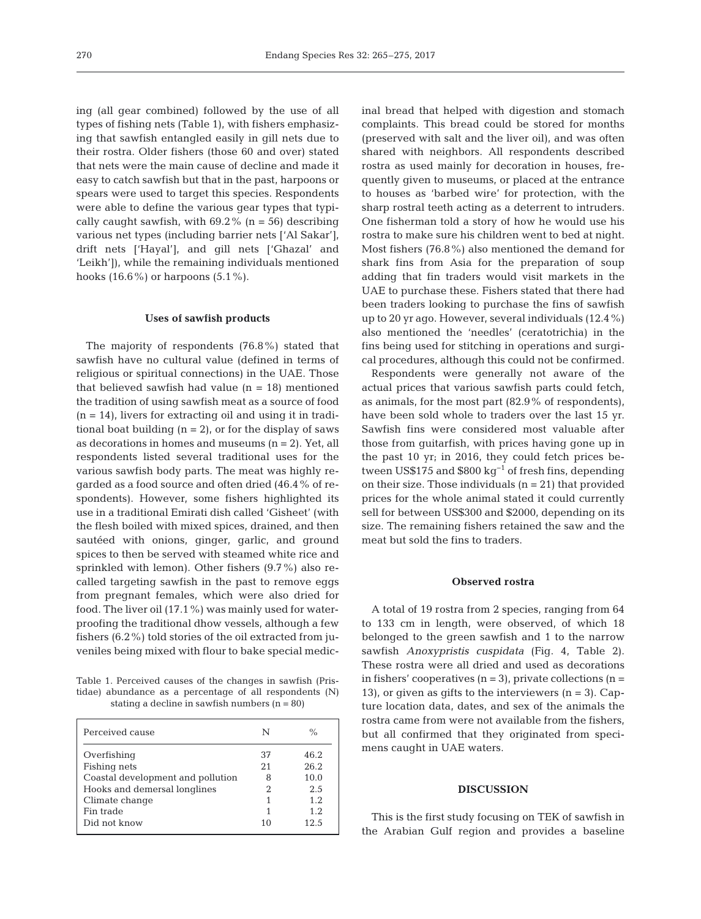ing (all gear combined) followed by the use of all types of fishing nets (Table 1), with fishers emphasizing that sawfish entangled easily in gill nets due to their rostra. Older fishers (those 60 and over) stated that nets were the main cause of decline and made it easy to catch sawfish but that in the past, harpoons or spears were used to target this species. Respondents were able to define the various gear types that typically caught sawfish, with 69.2% (n = 56) describing various net types (including barrier nets ['Al Sakar'], drift nets ['Hayal'], and gill nets ['Ghazal' and 'Leikh']), while the remaining individuals mentioned hooks (16.6%) or harpoons (5.1%).

### Uses of sawfish products

The majority of respondents (76.8%) stated that sawfish have no cultural value (defined in terms of religious or spiritual connections) in the UAE. Those that believed sawfish had value (n = 18) mentioned the tradition of using sawfish meat as a source of food (n = 14), livers for extracting oil and using it in traditional boat building (n = 2), or for the display of saws as decorations in homes and museums (n = 2). Yet, all respondents listed several traditional uses for the various sawfish body parts. The meat was highly regarded as a food source and often dried (46.4% of respondents). However, some fishers highlighted its use in a traditional Emirati dish called 'Gisheet' (with the flesh boiled with mixed spices, drained, and then sautéed with onions, ginger, garlic, and ground spices to then be served with steamed white rice and sprinkled with lemon). Other fishers (9.7%) also recalled targeting sawfish in the past to remove eggs from pregnant females, which were also dried for food. The liver oil (17.1%) was mainly used for waterproofing the traditional dhow vessels, although a few fishers (6.2%) told stories of the oil extracted from juveniles being mixed with flour to bake special medicinal bread that helped with digestion and stomach complaints. This bread could be stored for months (preserved with salt and the liver oil), and was often shared with neighbors. All respondents described rostra as used mainly for decoration in houses, frequently given to museums, or placed at the entrance to houses as 'barbed wire' for protection, with the sharp rostral teeth acting as a deterrent to intruders. One fisherman told a story of how he would use his rostra to make sure his children went to bed at night. Most fishers (76.8%) also mentioned the demand for shark fins from Asia for the preparation of soup adding that fin traders would visit markets in the UAE to purchase these. Fishers stated that there had been traders looking to purchase the fins of sawfish up to 20 yr ago. However, several individuals (12.4%) also mentioned the 'needles' (ceratotrichia) in the fins being used for stitching in operations and surgical procedures, although this could not be confirmed.

Respondents were generally not aware of the actual prices that various sawfish parts could fetch, as animals, for the most part (82.9% of respondents), have been sold whole to traders over the last 15 yr. Sawfish fins were considered most valuable after those from guitarfish, with prices having gone up in the past 10 yr; in 2016, they could fetch prices between US\$175 and \$800 $kg^{-1}$ of fresh fins, depending on their size. Those individuals (n = 21) that provided prices for the whole animal stated it could currently sell for between US\$300 and \$2000, depending on its size. The remaining fishers retained the saw and the meat but sold the fins to traders.

Table 1. Perceived causes of the changes in sawfish (Pristidae) abundance as a percentage of all respondents (N) stating a decline in sawfish numbers (n = 80)

| Perceived cause | N | % |
|---|---|---|
| Overfishing | 37 | 46.2 |
| Fishing nets | 21 | 26.2 |
| Coastal development and pollution | 8 | 10.0 |
| Hooks and demersal longlines | 2 | 2.5 |
| Climate change | 1 | 1.2 |
| Fin trade | 1 | 1.2 |
| Did not know | 10 | 12.5 |

### Observed rostra

A total of 19 rostra from 2 species, ranging from 64 to 133 cm in length, were observed, of which 18 belonged to the green sawfish and 1 to the narrow sawfish *Anoxypristis cuspidata* (Fig. 4, Table 2). These rostra were all dried and used as decorations in fishers' cooperatives (n = 3), private collections (n = 13), or given as gifts to the interviewers (n = 3). Capture location data, dates, and sex of the animals the rostra came from were not available from the fishers, but all confirmed that they originated from specimens caught in UAE waters.

## DISCUSSION

This is the first study focusing on TEK of sawfish in the Arabian Gulf region and provides a baseline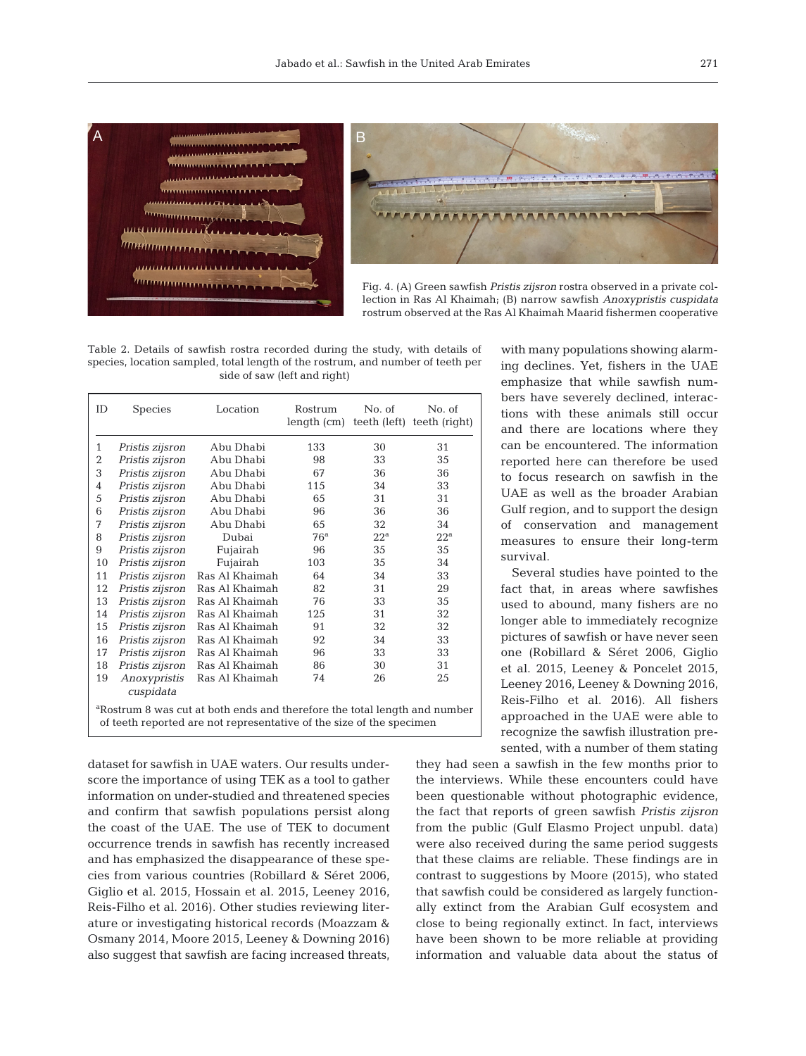Fig. 4. (A) Green sawfish *Pristis zijsron* rostra observed in a private collection in Ras Al Khaimah; (B) narrow sawfish *Anoxypristis cuspidata* rostrum observed at the Ras Al Khaimah Maarid fishermen cooperative

Table 2. Details of sawfish rostra recorded during the study, with details of species, location sampled, total length of the rostrum, and number of teeth per side of saw (left and right)

| ID | Species | Location | Rostrum length (cm) | No. of teeth (left) | No. of teeth (right) |
|---|---|---|---|---|---|
| 1 | *Pristis zijsron* | Abu Dhabi | 133 | 30 | 31 |
| 2 | *Pristis zijsron* | Abu Dhabi | 98 | 33 | 35 |
| 3 | *Pristis zijsron* | Abu Dhabi | 67 | 36 | 36 |
| 4 | *Pristis zijsron* | Abu Dhabi | 115 | 34 | 33 |
| 5 | *Pristis zijsron* | Abu Dhabi | 65 | 31 | 31 |
| 6 | *Pristis zijsron* | Abu Dhabi | 96 | 36 | 36 |
| 7 | *Pristis zijsron* | Abu Dhabi | 65 | 32 | 34 |
| 8 | *Pristis zijsron* | Dubai | 76[a] | 22[a] | 22[a] |
| 9 | *Pristis zijsron* | Fujairah | 96 | 35 | 35 |
| 10 | *Pristis zijsron* | Fujairah | 103 | 35 | 34 |
| 11 | *Pristis zijsron* | Ras Al Khaimah | 64 | 34 | 33 |
| 12 | *Pristis zijsron* | Ras Al Khaimah | 82 | 31 | 29 |
| 13 | *Pristis zijsron* | Ras Al Khaimah | 76 | 33 | 35 |
| 14 | *Pristis zijsron* | Ras Al Khaimah | 125 | 31 | 32 |
| 15 | *Pristis zijsron* | Ras Al Khaimah | 91 | 32 | 32 |
| 16 | *Pristis zijsron* | Ras Al Khaimah | 92 | 34 | 33 |
| 17 | *Pristis zijsron* | Ras Al Khaimah | 96 | 33 | 33 |
| 18 | *Pristis zijsron* | Ras Al Khaimah | 86 | 30 | 31 |
| 19 | *Anoxypristis cuspidata* | Ras Al Khaimah | 74 | 26 | 25 |

[a]Rostrum 8 was cut at both ends and therefore the total length and number of teeth reported are not representative of the size of the specimen

dataset for sawfish in UAE waters. Our results underscore the importance of using TEK as a tool to gather information on under-studied and threatened species and confirm that sawfish populations persist along the coast of the UAE. The use of TEK to document occurrence trends in sawfish has recently increased and has emphasized the disappearance of these species from various countries (Robillard & Séret 2006, Giglio et al. 2015, Hossain et al. 2015, Leeney 2016, Reis-Filho et al. 2016). Other studies reviewing literature or investigating historical records (Moazzam & Osmany 2014, Moore 2015, Leeney & Downing 2016) also suggest that sawfish are facing increased threats, with many populations showing alarming declines. Yet, fishers in the UAE emphasize that while sawfish numbers have severely declined, interactions with these animals still occur and there are locations where they can be encountered. The information reported here can therefore be used to focus research on sawfish in the UAE as well as the broader Arabian Gulf region, and to support the design of conservation and management measures to ensure their long-term survival.

Several studies have pointed to the fact that, in areas where sawfishes used to abound, many fishers are no longer able to immediately recognize pictures of sawfish or have never seen one (Robillard & Séret 2006, Giglio et al. 2015, Leeney & Poncelet 2015, Leeney 2016, Leeney & Downing 2016, Reis-Filho et al. 2016). All fishers approached in the UAE were able to recognize the sawfish illustration presented, with a number of them stating they had seen a sawfish in the few months prior to the interviews. While these encounters could have been questionable without photographic evidence, the fact that reports of green sawfish *Pristis zijsron* from the public (Gulf Elasmo Project unpubl. data) were also received during the same period suggests that these claims are reliable. These findings are in contrast to suggestions by Moore (2015), who stated that sawfish could be considered as largely functionally extinct from the Arabian Gulf ecosystem and close to being regionally extinct. In fact, interviews have been shown to be more reliable at providing information and valuable data about the status of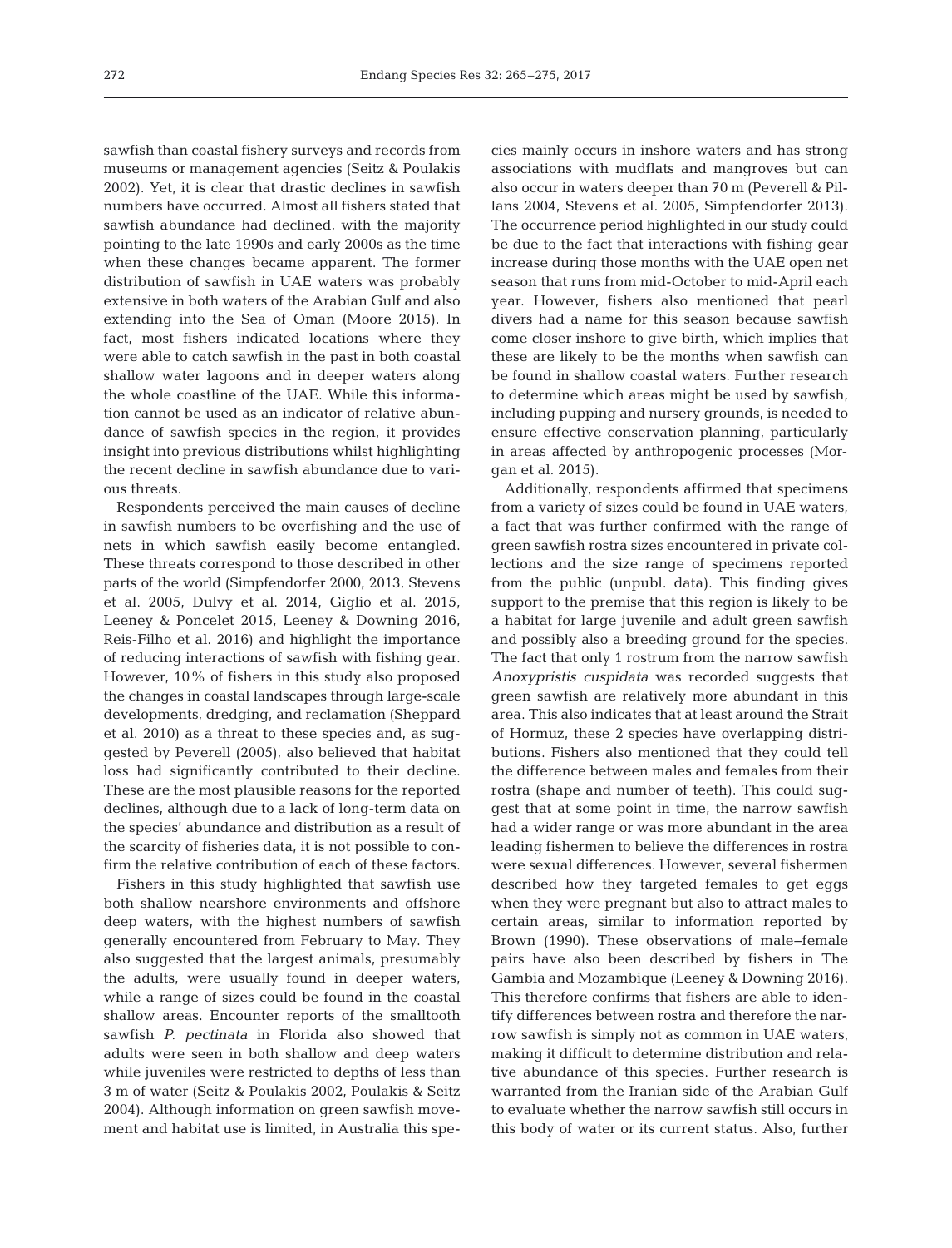sawfish than coastal fishery surveys and records from museums or management agencies (Seitz & Poulakis 2002). Yet, it is clear that drastic declines in sawfish numbers have occurred. Almost all fishers stated that sawfish abundance had declined, with the majority pointing to the late 1990s and early 2000s as the time when these changes became apparent. The former distribution of sawfish in UAE waters was probably extensive in both waters of the Arabian Gulf and also extending into the Sea of Oman (Moore 2015). In fact, most fishers indicated locations where they were able to catch sawfish in the past in both coastal shallow water lagoons and in deeper waters along the whole coastline of the UAE. While this information cannot be used as an indicator of relative abundance of sawfish species in the region, it provides insight into previous distributions whilst highlighting the recent decline in sawfish abundance due to various threats.

Respondents perceived the main causes of decline in sawfish numbers to be overfishing and the use of nets in which sawfish easily become entangled. These threats correspond to those described in other parts of the world (Simpfendorfer 2000, 2013, Stevens et al. 2005, Dulvy et al. 2014, Giglio et al. 2015, Leeney & Poncelet 2015, Leeney & Downing 2016, Reis-Filho et al. 2016) and highlight the importance of reducing interactions of sawfish with fishing gear. However, 10% of fishers in this study also proposed the changes in coastal landscapes through large-scale developments, dredging, and reclamation (Sheppard et al. 2010) as a threat to these species and, as suggested by Peverell (2005), also believed that habitat loss had significantly contributed to their decline. These are the most plausible reasons for the reported declines, although due to a lack of long-term data on the species' abundance and distribution as a result of the scarcity of fisheries data, it is not possible to confirm the relative contribution of each of these factors.

Fishers in this study highlighted that sawfish use both shallow nearshore environments and offshore deep waters, with the highest numbers of sawfish generally encountered from February to May. They also suggested that the largest animals, presumably the adults, were usually found in deeper waters, while a range of sizes could be found in the coastal shallow areas. Encounter reports of the smalltooth sawfish *P. pectinata* in Florida also showed that adults were seen in both shallow and deep waters while juveniles were restricted to depths of less than 3 m of water (Seitz & Poulakis 2002, Poulakis & Seitz 2004). Although information on green sawfish movement and habitat use is limited, in Australia this species mainly occurs in inshore waters and has strong associations with mudflats and mangroves but can also occur in waters deeper than 70 m (Peverell & Pillans 2004, Stevens et al. 2005, Simpfendorfer 2013). The occurrence period highlighted in our study could be due to the fact that interactions with fishing gear increase during those months with the UAE open net season that runs from mid-October to mid-April each year. However, fishers also mentioned that pearl divers had a name for this season because sawfish come closer inshore to give birth, which implies that these are likely to be the months when sawfish can be found in shallow coastal waters. Further research to determine which areas might be used by sawfish, including pupping and nursery grounds, is needed to ensure effective conservation planning, particularly in areas affected by anthropogenic processes (Morgan et al. 2015).

Additionally, respondents affirmed that specimens from a variety of sizes could be found in UAE waters, a fact that was further confirmed with the range of green sawfish rostra sizes encountered in private collections and the size range of specimens reported from the public (unpubl. data). This finding gives support to the premise that this region is likely to be a habitat for large juvenile and adult green sawfish and possibly also a breeding ground for the species. The fact that only 1 rostrum from the narrow sawfish *Anoxypristis cuspidata* was recorded suggests that green sawfish are relatively more abundant in this area. This also indicates that at least around the Strait of Hormuz, these 2 species have overlapping distributions. Fishers also mentioned that they could tell the difference between males and females from their rostra (shape and number of teeth). This could suggest that at some point in time, the narrow sawfish had a wider range or was more abundant in the area leading fishermen to believe the differences in rostra were sexual differences. However, several fishermen described how they targeted females to get eggs when they were pregnant but also to attract males to certain areas, similar to information reported by Brown (1990). These observations of male–female pairs have also been described by fishers in The Gambia and Mozambique (Leeney & Downing 2016). This therefore confirms that fishers are able to identify differences between rostra and therefore the narrow sawfish is simply not as common in UAE waters, making it difficult to determine distribution and relative abundance of this species. Further research is warranted from the Iranian side of the Arabian Gulf to evaluate whether the narrow sawfish still occurs in this body of water or its current status. Also, further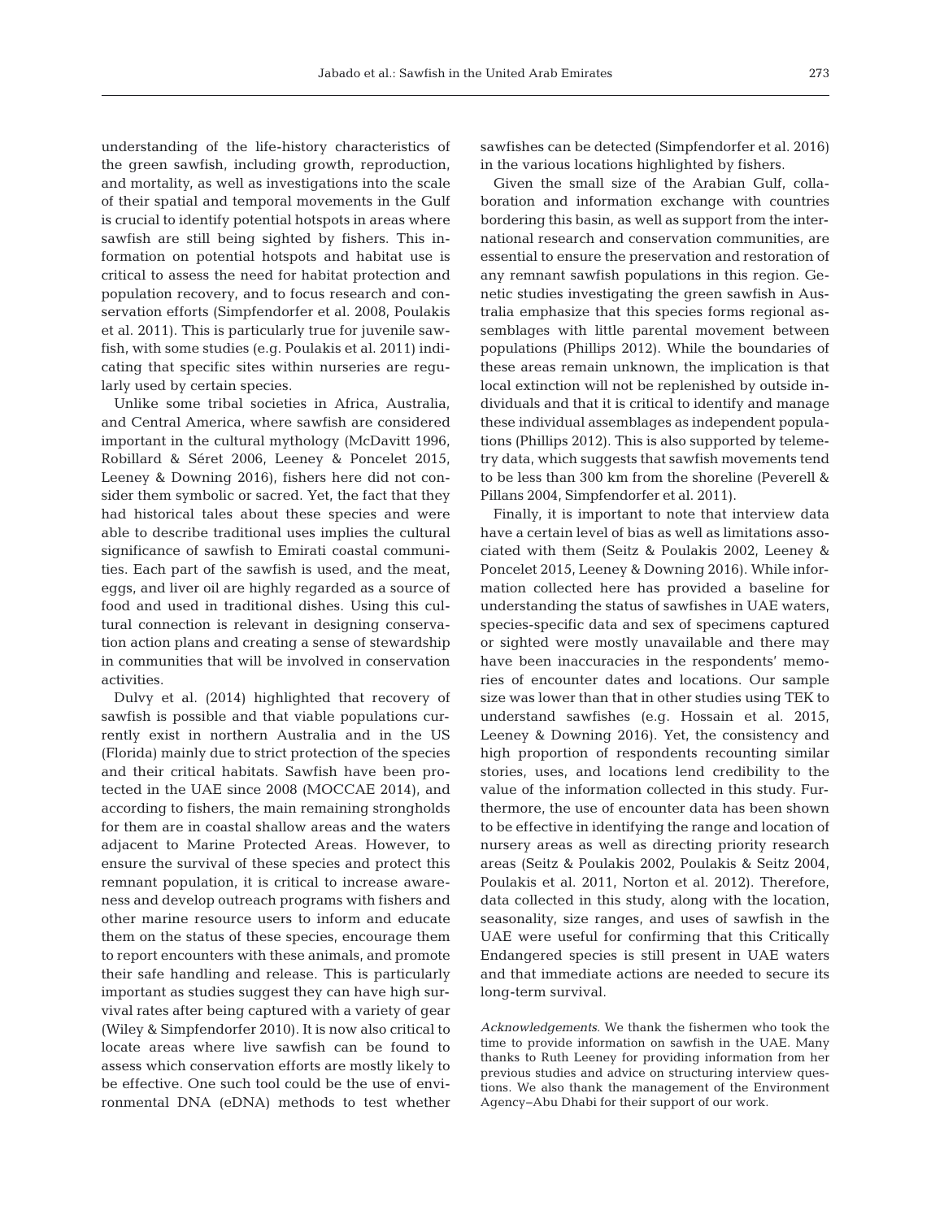understanding of the life-history characteristics of the green sawfish, including growth, reproduction, and mortality, as well as investigations into the scale of their spatial and temporal movements in the Gulf is crucial to identify potential hotspots in areas where sawfish are still being sighted by fishers. This information on potential hotspots and habitat use is critical to assess the need for habitat protection and population recovery, and to focus research and conservation efforts (Simpfendorfer et al. 2008, Poulakis et al. 2011). This is particularly true for juvenile sawfish, with some studies (e.g. Poulakis et al. 2011) indicating that specific sites within nurseries are regularly used by certain species.

Unlike some tribal societies in Africa, Australia, and Central America, where sawfish are considered important in the cultural mythology (McDavitt 1996, Robillard & Séret 2006, Leeney & Poncelet 2015, Leeney & Downing 2016), fishers here did not consider them symbolic or sacred. Yet, the fact that they had historical tales about these species and were able to describe traditional uses implies the cultural significance of sawfish to Emirati coastal communities. Each part of the sawfish is used, and the meat, eggs, and liver oil are highly regarded as a source of food and used in traditional dishes. Using this cultural connection is relevant in designing conservation action plans and creating a sense of stewardship in communities that will be involved in conservation activities.

Dulvy et al. (2014) highlighted that recovery of sawfish is possible and that viable populations currently exist in northern Australia and in the US (Florida) mainly due to strict protection of the species and their critical habitats. Sawfish have been protected in the UAE since 2008 (MOCCAE 2014), and according to fishers, the main remaining strongholds for them are in coastal shallow areas and the waters adjacent to Marine Protected Areas. However, to ensure the survival of these species and protect this remnant population, it is critical to increase awareness and develop outreach programs with fishers and other marine resource users to inform and educate them on the status of these species, encourage them to report encounters with these animals, and promote their safe handling and release. This is particularly important as studies suggest they can have high survival rates after being captured with a variety of gear (Wiley & Simpfendorfer 2010). It is now also critical to locate areas where live sawfish can be found to assess which conservation efforts are mostly likely to be effective. One such tool could be the use of environmental DNA (eDNA) methods to test whether sawfishes can be detected (Simpfendorfer et al. 2016) in the various locations highlighted by fishers.

Given the small size of the Arabian Gulf, collaboration and information exchange with countries bordering this basin, as well as support from the international research and conservation communities, are essential to ensure the preservation and restoration of any remnant sawfish populations in this region. Genetic studies investigating the green sawfish in Australia emphasize that this species forms regional assemblages with little parental movement between populations (Phillips 2012). While the boundaries of these areas remain unknown, the implication is that local extinction will not be replenished by outside individuals and that it is critical to identify and manage these individual assemblages as independent populations (Phillips 2012). This is also supported by telemetry data, which suggests that sawfish movements tend to be less than 300 km from the shoreline (Peverell & Pillans 2004, Simpfendorfer et al. 2011).

Finally, it is important to note that interview data have a certain level of bias as well as limitations associated with them (Seitz & Poulakis 2002, Leeney & Poncelet 2015, Leeney & Downing 2016). While information collected here has provided a baseline for understanding the status of sawfishes in UAE waters, species-specific data and sex of specimens captured or sighted were mostly unavailable and there may have been inaccuracies in the respondents' memories of encounter dates and locations. Our sample size was lower than that in other studies using TEK to understand sawfishes (e.g. Hossain et al. 2015, Leeney & Downing 2016). Yet, the consistency and high proportion of respondents recounting similar stories, uses, and locations lend credibility to the value of the information collected in this study. Furthermore, the use of encounter data has been shown to be effective in identifying the range and location of nursery areas as well as directing priority research areas (Seitz & Poulakis 2002, Poulakis & Seitz 2004, Poulakis et al. 2011, Norton et al. 2012). Therefore, data collected in this study, along with the location, seasonality, size ranges, and uses of sawfish in the UAE were useful for confirming that this Critically Endangered species is still present in UAE waters and that immediate actions are needed to secure its long-term survival.

*Acknowledgements*. We thank the fishermen who took the time to provide information on sawfish in the UAE. Many thanks to Ruth Leeney for providing information from her previous studies and advice on structuring interview questions. We also thank the management of the Environment Agency–Abu Dhabi for their support of our work.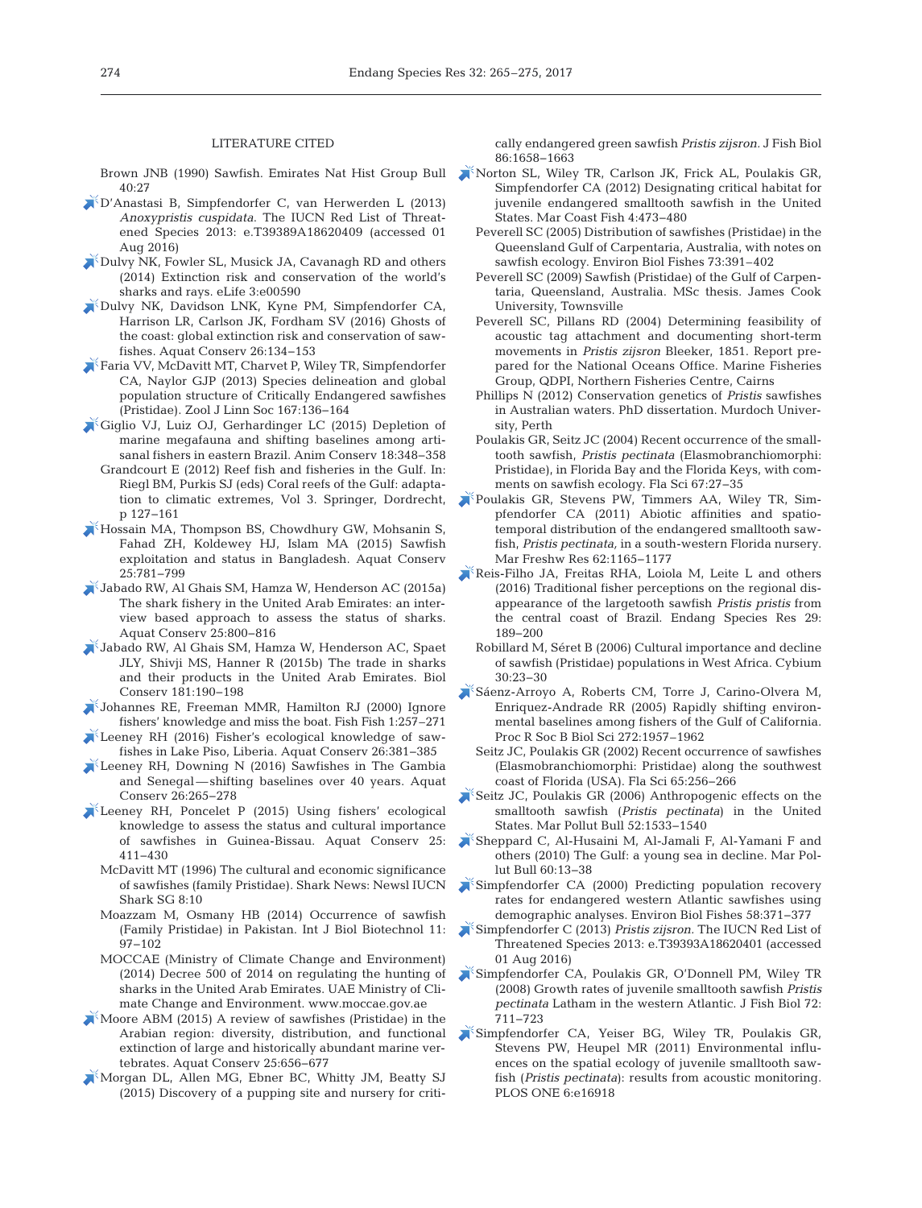## LITERATURE CITED

Brown JNB (1990) Sawfish. Emirates Nat Hist Group Bull 40:27

D'Anastasi B, Simpfendorfer C, van Herwerden L (2013) *Anoxypristis cuspidata*. The IUCN Red List of Threatened Species 2013: e.T39389A18620409 (accessed 01 Aug 2016)

Dulvy NK, Fowler SL, Musick JA, Cavanagh RD and others (2014) Extinction risk and conservation of the world's sharks and rays. eLife 3:e00590

Dulvy NK, Davidson LNK, Kyne PM, Simpfendorfer CA, Harrison LR, Carlson JK, Fordham SV (2016) Ghosts of the coast: global extinction risk and conservation of sawfishes. Aquat Conserv 26:134−153

Faria VV, McDavitt MT, Charvet P, Wiley TR, Simpfendorfer CA, Naylor GJP (2013) Species delineation and global population structure of Critically Endangered sawfishes (Pristidae). Zool J Linn Soc 167:136−164

Giglio VJ, Luiz OJ, Gerhardinger LC (2015) Depletion of marine megafauna and shifting baselines among artisanal fishers in eastern Brazil. Anim Conserv 18:348−358

Grandcourt E (2012) Reef fish and fisheries in the Gulf. In: Riegl BM, Purkis SJ (eds) Coral reefs of the Gulf: adaptation to climatic extremes, Vol 3. Springer, Dordrecht, p 127−161

Hossain MA, Thompson BS, Chowdhury GW, Mohsanin S, Fahad ZH, Koldewey HJ, Islam MA (2015) Sawfish exploitation and status in Bangladesh. Aquat Conserv 25:781−799

Jabado RW, Al Ghais SM, Hamza W, Henderson AC (2015a) The shark fishery in the United Arab Emirates: an interview based approach to assess the status of sharks. Aquat Conserv 25:800−816

Jabado RW, Al Ghais SM, Hamza W, Henderson AC, Spaet JLY, Shivji MS, Hanner R (2015b) The trade in sharks and their products in the United Arab Emirates. Biol Conserv 181:190−198

Johannes RE, Freeman MMR, Hamilton RJ (2000) Ignore fishers' knowledge and miss the boat. Fish Fish 1:257−271

Leeney RH (2016) Fisher's ecological knowledge of sawfishes in Lake Piso, Liberia. Aquat Conserv 26:381−385

Leeney RH, Downing N (2016) Sawfishes in The Gambia and Senegal — shifting baselines over 40 years. Aquat Conserv 26:265−278

Leeney RH, Poncelet P (2015) Using fishers' ecological knowledge to assess the status and cultural importance of sawfishes in Guinea-Bissau. Aquat Conserv 25: 411−430

McDavitt MT (1996) The cultural and economic significance of sawfishes (family Pristidae). Shark News: Newsl IUCN Shark SG 8:10

Moazzam M, Osmany HB (2014) Occurrence of sawfish (Family Pristidae) in Pakistan. Int J Biol Biotechnol 11: 97−102

MOCCAE (Ministry of Climate Change and Environment) (2014) Decree 500 of 2014 on regulating the hunting of sharks in the United Arab Emirates. UAE Ministry of Climate Change and Environment. www.moccae.gov.ae

Moore ABM (2015) A review of sawfishes (Pristidae) in the Arabian region: diversity, distribution, and functional extinction of large and historically abundant marine vertebrates. Aquat Conserv 25:656−677

Morgan DL, Allen MG, Ebner BC, Whitty JM, Beatty SJ (2015) Discovery of a pupping site and nursery for critically endangered green sawfish *Pristis zijsron*. J Fish Biol 86:1658−1663

Norton SL, Wiley TR, Carlson JK, Frick AL, Poulakis GR, Simpfendorfer CA (2012) Designating critical habitat for juvenile endangered smalltooth sawfish in the United States. Mar Coast Fish 4:473−480

Peverell SC (2005) Distribution of sawfishes (Pristidae) in the Queensland Gulf of Carpentaria, Australia, with notes on sawfish ecology. Environ Biol Fishes 73:391−402

Peverell SC (2009) Sawfish (Pristidae) of the Gulf of Carpentaria, Queensland, Australia. MSc thesis. James Cook University, Townsville

Peverell SC, Pillans RD (2004) Determining feasibility of acoustic tag attachment and documenting short-term movements in *Pristis zijsron* Bleeker, 1851. Report prepared for the National Oceans Office. Marine Fisheries Group, QDPI, Northern Fisheries Centre, Cairns

Phillips N (2012) Conservation genetics of *Pristis* sawfishes in Australian waters. PhD dissertation. Murdoch University, Perth

Poulakis GR, Seitz JC (2004) Recent occurrence of the smalltooth sawfish, *Pristis pectinata* (Elasmobranchiomorphi: Pristidae), in Florida Bay and the Florida Keys, with comments on sawfish ecology. Fla Sci 67:27−35

Poulakis GR, Stevens PW, Timmers AA, Wiley TR, Simpfendorfer CA (2011) Abiotic affinities and spatiotemporal distribution of the endangered smalltooth sawfish, *Pristis pectinata,* in a south-western Florida nursery. Mar Freshw Res 62:1165−1177

Reis-Filho JA, Freitas RHA, Loiola M, Leite L and others (2016) Traditional fisher perceptions on the regional disappearance of the largetooth sawfish *Pristis pristis* from the central coast of Brazil. Endang Species Res 29: 189−200

Robillard M, Séret B (2006) Cultural importance and decline of sawfish (Pristidae) populations in West Africa. Cybium 30:23−30

Sáenz-Arroyo A, Roberts CM, Torre J, Carino-Olvera M, Enriquez-Andrade RR (2005) Rapidly shifting environmental baselines among fishers of the Gulf of California. Proc R Soc B Biol Sci 272:1957−1962

Seitz JC, Poulakis GR (2002) Recent occurrence of sawfishes (Elasmobranchiomorphi: Pristidae) along the southwest coast of Florida (USA). Fla Sci 65:256−266

Seitz JC, Poulakis GR (2006) Anthropogenic effects on the smalltooth sawfish (*Pristis pectinata*) in the United States. Mar Pollut Bull 52:1533−1540

Sheppard C, Al-Husaini M, Al-Jamali F, Al-Yamani F and others (2010) The Gulf: a young sea in decline. Mar Pollut Bull 60:13−38

Simpfendorfer CA (2000) Predicting population recovery rates for endangered western Atlantic sawfishes using demographic analyses. Environ Biol Fishes 58:371−377

Simpfendorfer C (2013) *Pristis zijsron.* The IUCN Red List of Threatened Species 2013: e.T39393A18620401 (accessed 01 Aug 2016)

Simpfendorfer CA, Poulakis GR, O'Donnell PM, Wiley TR (2008) Growth rates of juvenile smalltooth sawfish *Pristis pectinata* Latham in the western Atlantic. J Fish Biol 72: 711−723

Simpfendorfer CA, Yeiser BG, Wiley TR, Poulakis GR, Stevens PW, Heupel MR (2011) Environmental influences on the spatial ecology of juvenile smalltooth sawfish (*Pristis pectinata*): results from acoustic monitoring. PLOS ONE 6:e16918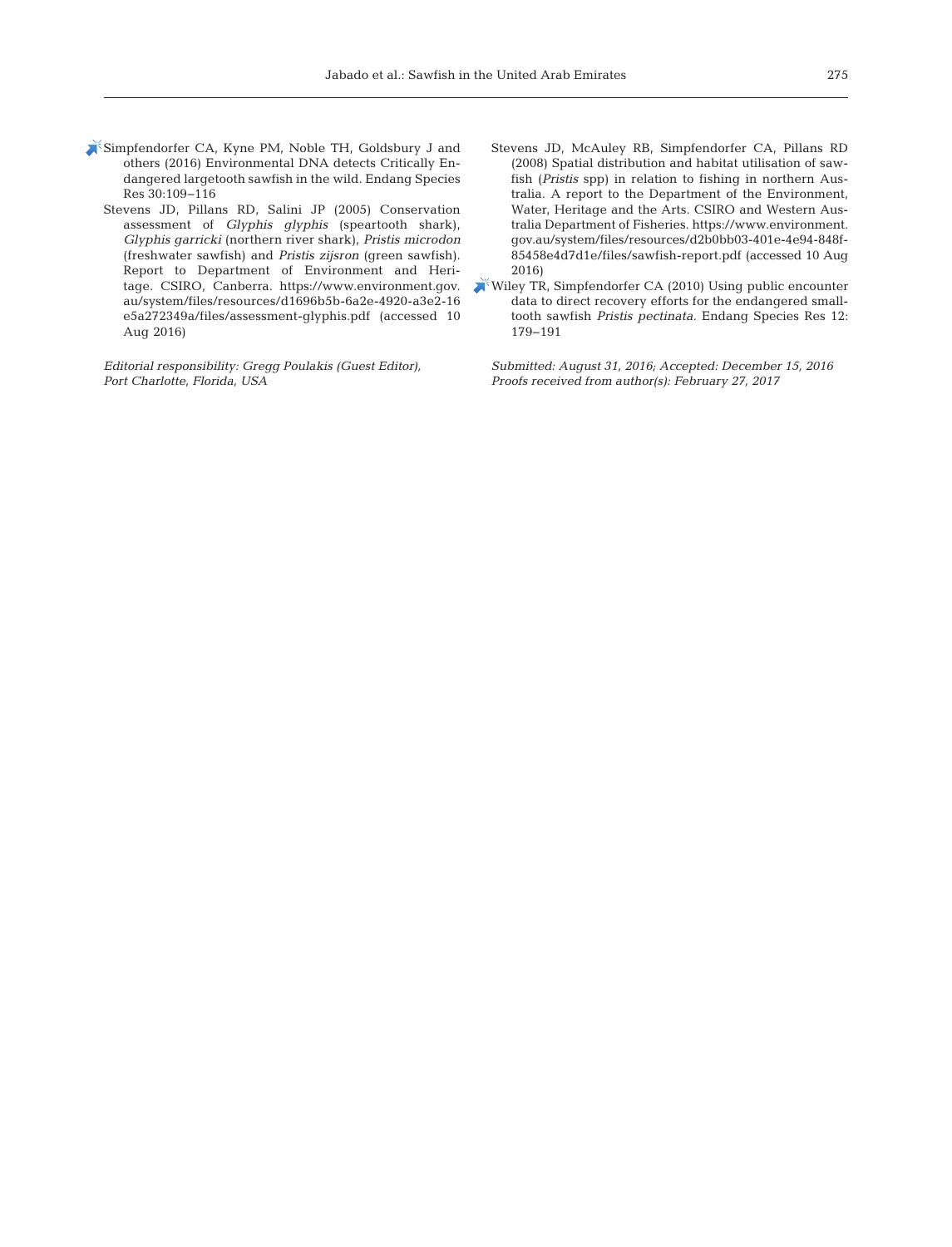Simpfendorfer CA, Kyne PM, Noble TH, Goldsbury J and others (2016) Environmental DNA detects Critically Endangered largetooth sawfish in the wild. Endang Species Res 30:109−116

Stevens JD, Pillans RD, Salini JP (2005) Conservation assessment of *Glyphis glyphis* (speartooth shark), *Glyphis garricki* (northern river shark), *Pristis microdon* (freshwater sawfish) and *Pristis zijsron* (green sawfish). Report to Department of Environment and Heritage. CSIRO, Canberra. https://www.environment.gov.au/system/files/resources/d1696b5b-6a2e-4920-a3e2-16e5a272349a/files/assessment-glyphis.pdf (accessed 10 Aug 2016)

Stevens JD, McAuley RB, Simpfendorfer CA, Pillans RD (2008) Spatial distribution and habitat utilisation of sawfish (*Pristis* spp) in relation to fishing in northern Australia. A report to the Department of the Environment, Water, Heritage and the Arts. CSIRO and Western Australia Department of Fisheries. https://www.environment.gov.au/system/files/resources/d2b0bb03-401e-4e94-848f-85458e4d7d1e/files/sawfish-report.pdf (accessed 10 Aug 2016)

Wiley TR, Simpfendorfer CA (2010) Using public encounter data to direct recovery efforts for the endangered smalltooth sawfish *Pristis pectinata*. Endang Species Res 12: 179−191

*Editorial responsibility: Gregg Poulakis (Guest Editor), Port Charlotte, Florida, USA*

*Submitted: August 31, 2016; Accepted: December 15, 2016*
*Proofs received from author(s): February 27, 2017*